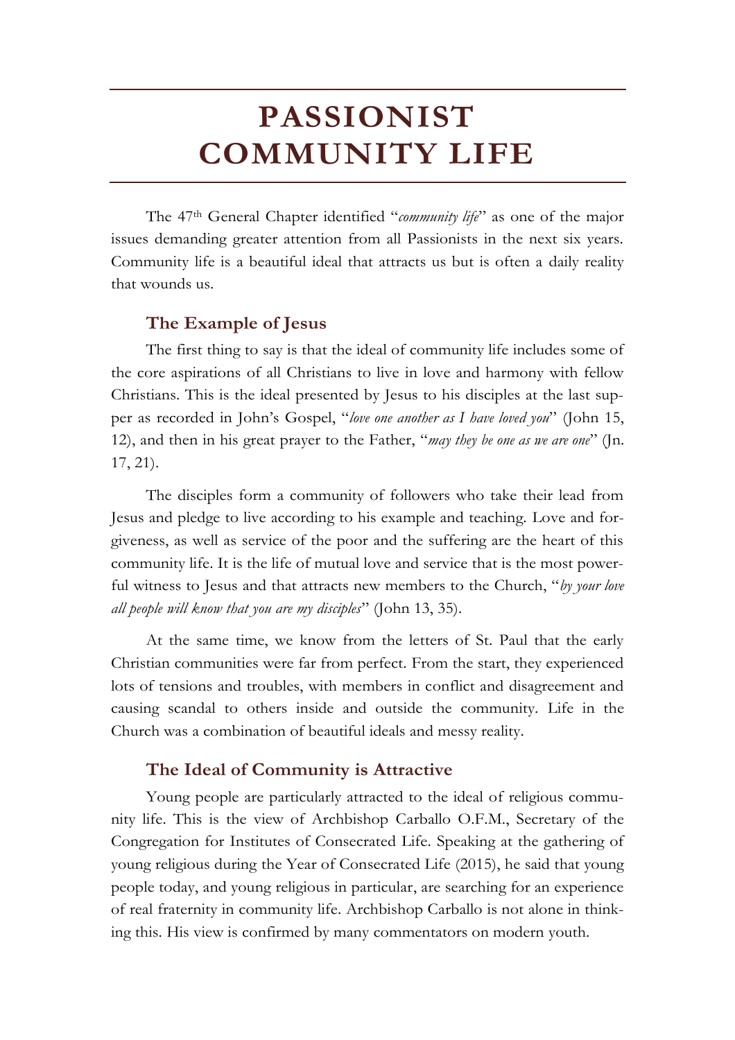# PASSIONIST COMMUNITY LIFE

The 47th General Chapter identified "*community life*" as one of the major issues demanding greater attention from all Passionists in the next six years. Community life is a beautiful ideal that attracts us but is often a daily reality that wounds us.

## The Example of Jesus

The first thing to say is that the ideal of community life includes some of the core aspirations of all Christians to live in love and harmony with fellow Christians. This is the ideal presented by Jesus to his disciples at the last supper as recorded in John's Gospel, "*love one another as I have loved you*" (John 15, 12), and then in his great prayer to the Father, "*may they be one as we are one*" (Jn. 17, 21).

The disciples form a community of followers who take their lead from Jesus and pledge to live according to his example and teaching. Love and forgiveness, as well as service of the poor and the suffering are the heart of this community life. It is the life of mutual love and service that is the most powerful witness to Jesus and that attracts new members to the Church, "*by your love all people will know that you are my disciples*" (John 13, 35).

At the same time, we know from the letters of St. Paul that the early Christian communities were far from perfect. From the start, they experienced lots of tensions and troubles, with members in conflict and disagreement and causing scandal to others inside and outside the community. Life in the Church was a combination of beautiful ideals and messy reality.

## The Ideal of Community is Attractive

Young people are particularly attracted to the ideal of religious community life. This is the view of Archbishop Carballo O.F.M., Secretary of the Congregation for Institutes of Consecrated Life. Speaking at the gathering of young religious during the Year of Consecrated Life (2015), he said that young people today, and young religious in particular, are searching for an experience of real fraternity in community life. Archbishop Carballo is not alone in thinking this. His view is confirmed by many commentators on modern youth.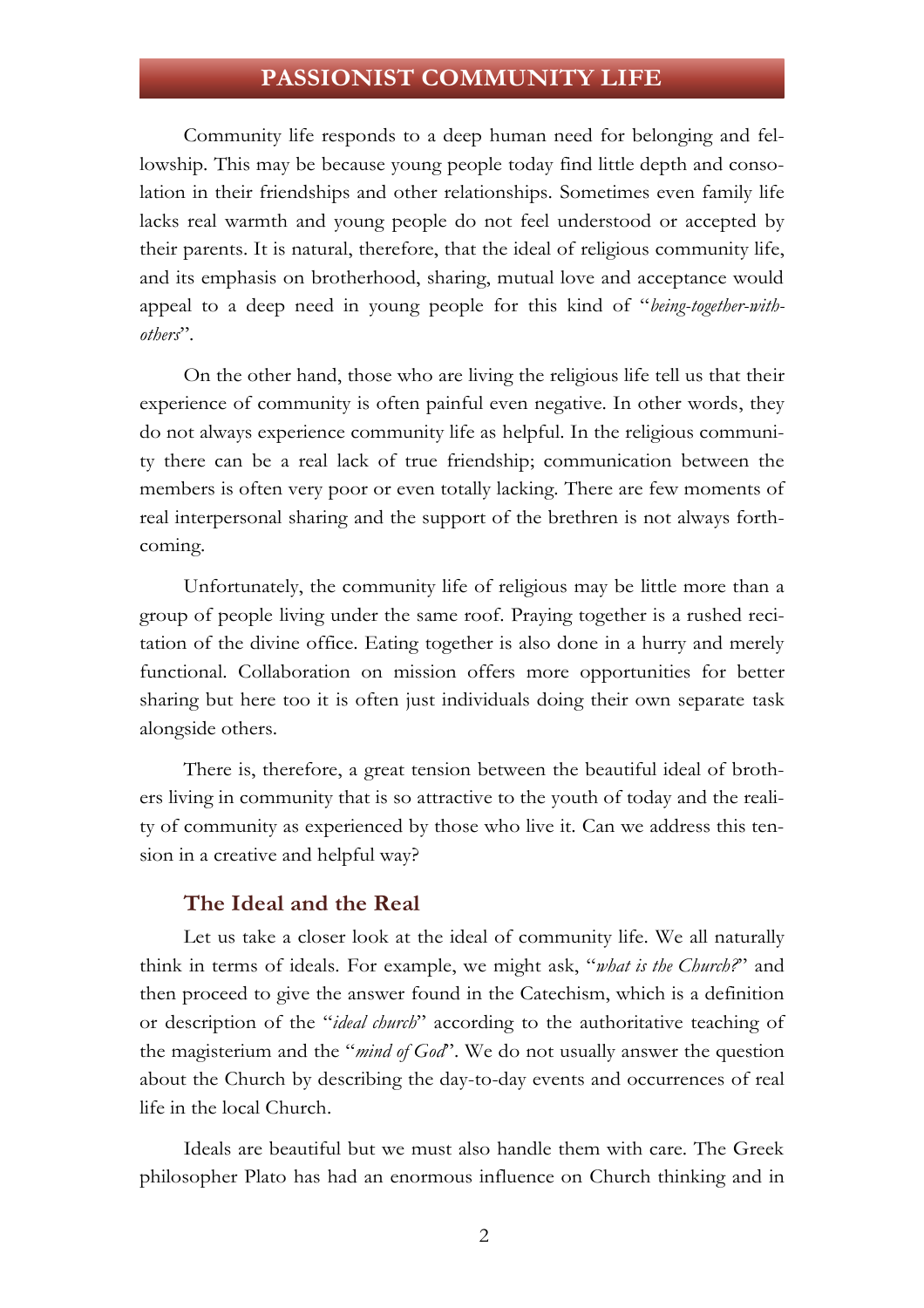# PASSIONIST COMMUNITY LIFE

Community life responds to a deep human need for belonging and fellowship. This may be because young people today find little depth and consolation in their friendships and other relationships. Sometimes even family life lacks real warmth and young people do not feel understood or accepted by their parents. It is natural, therefore, that the ideal of religious community life, and its emphasis on brotherhood, sharing, mutual love and acceptance would appeal to a deep need in young people for this kind of "*being-together-with-others*".

On the other hand, those who are living the religious life tell us that their experience of community is often painful even negative. In other words, they do not always experience community life as helpful. In the religious community there can be a real lack of true friendship; communication between the members is often very poor or even totally lacking. There are few moments of real interpersonal sharing and the support of the brethren is not always forthcoming.

Unfortunately, the community life of religious may be little more than a group of people living under the same roof. Praying together is a rushed recitation of the divine office. Eating together is also done in a hurry and merely functional. Collaboration on mission offers more opportunities for better sharing but here too it is often just individuals doing their own separate task alongside others.

There is, therefore, a great tension between the beautiful ideal of brothers living in community that is so attractive to the youth of today and the reality of community as experienced by those who live it. Can we address this tension in a creative and helpful way?

## The Ideal and the Real

Let us take a closer look at the ideal of community life. We all naturally think in terms of ideals. For example, we might ask, "*what is the Church?*" and then proceed to give the answer found in the Catechism, which is a definition or description of the "*ideal church*" according to the authoritative teaching of the magisterium and the "*mind of God*". We do not usually answer the question about the Church by describing the day-to-day events and occurrences of real life in the local Church.

Ideals are beautiful but we must also handle them with care. The Greek philosopher Plato has had an enormous influence on Church thinking and in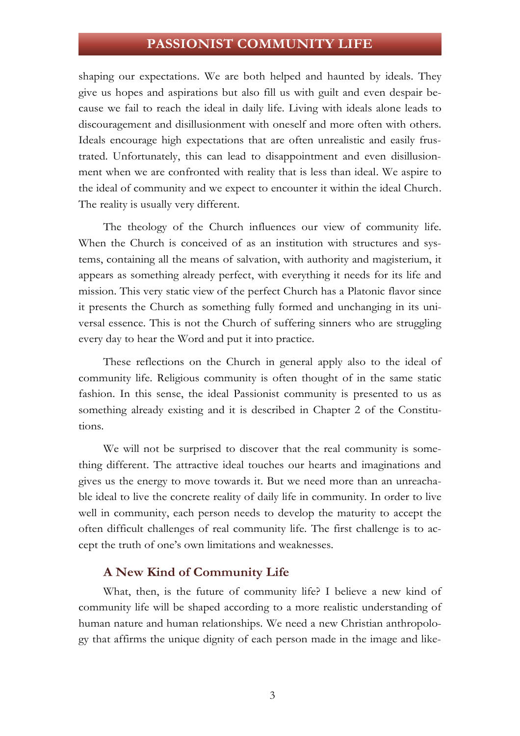shaping our expectations. We are both helped and haunted by ideals. They give us hopes and aspirations but also fill us with guilt and even despair because we fail to reach the ideal in daily life. Living with ideals alone leads to discouragement and disillusionment with oneself and more often with others. Ideals encourage high expectations that are often unrealistic and easily frustrated. Unfortunately, this can lead to disappointment and even disillusionment when we are confronted with reality that is less than ideal. We aspire to the ideal of community and we expect to encounter it within the ideal Church. The reality is usually very different.

The theology of the Church influences our view of community life. When the Church is conceived of as an institution with structures and systems, containing all the means of salvation, with authority and magisterium, it appears as something already perfect, with everything it needs for its life and mission. This very static view of the perfect Church has a Platonic flavor since it presents the Church as something fully formed and unchanging in its universal essence. This is not the Church of suffering sinners who are struggling every day to hear the Word and put it into practice.

These reflections on the Church in general apply also to the ideal of community life. Religious community is often thought of in the same static fashion. In this sense, the ideal Passionist community is presented to us as something already existing and it is described in Chapter 2 of the Constitutions.

We will not be surprised to discover that the real community is something different. The attractive ideal touches our hearts and imaginations and gives us the energy to move towards it. But we need more than an unreachable ideal to live the concrete reality of daily life in community. In order to live well in community, each person needs to develop the maturity to accept the often difficult challenges of real community life. The first challenge is to accept the truth of one's own limitations and weaknesses.

## A New Kind of Community Life

What, then, is the future of community life? I believe a new kind of community life will be shaped according to a more realistic understanding of human nature and human relationships. We need a new Christian anthropology that affirms the unique dignity of each person made in the image and like-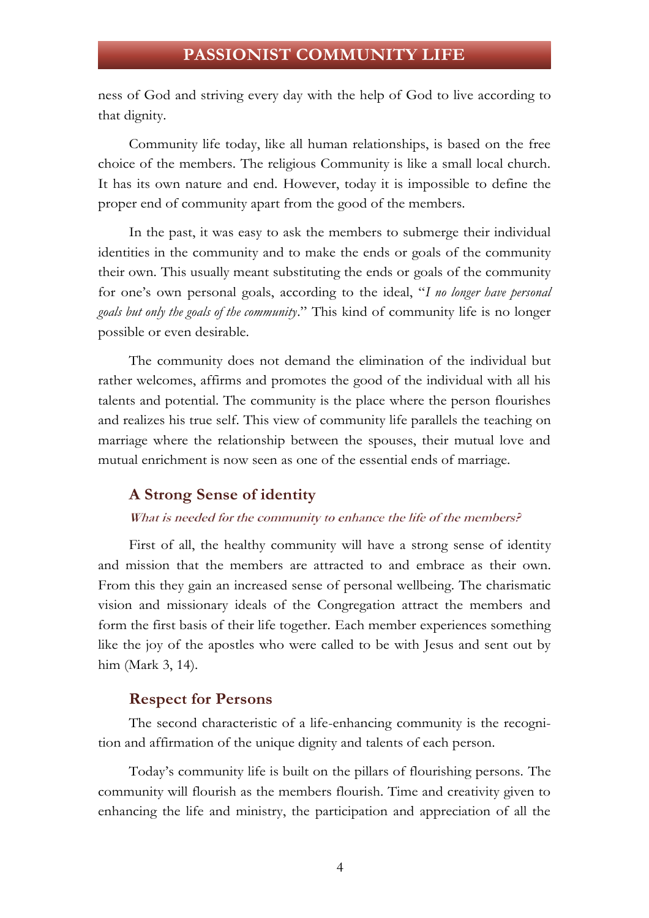ness of God and striving every day with the help of God to live according to that dignity.

Community life today, like all human relationships, is based on the free choice of the members. The religious Community is like a small local church. It has its own nature and end. However, today it is impossible to define the proper end of community apart from the good of the members.

In the past, it was easy to ask the members to submerge their individual identities in the community and to make the ends or goals of the community their own. This usually meant substituting the ends or goals of the community for one's own personal goals, according to the ideal, "*I no longer have personal goals but only the goals of the community*." This kind of community life is no longer possible or even desirable.

The community does not demand the elimination of the individual but rather welcomes, affirms and promotes the good of the individual with all his talents and potential. The community is the place where the person flourishes and realizes his true self. This view of community life parallels the teaching on marriage where the relationship between the spouses, their mutual love and mutual enrichment is now seen as one of the essential ends of marriage.

## A Strong Sense of identity

***What is needed for the community to enhance the life of the members?***

First of all, the healthy community will have a strong sense of identity and mission that the members are attracted to and embrace as their own. From this they gain an increased sense of personal wellbeing. The charismatic vision and missionary ideals of the Congregation attract the members and form the first basis of their life together. Each member experiences something like the joy of the apostles who were called to be with Jesus and sent out by him (Mark 3, 14).

## Respect for Persons

The second characteristic of a life-enhancing community is the recognition and affirmation of the unique dignity and talents of each person.

Today's community life is built on the pillars of flourishing persons. The community will flourish as the members flourish. Time and creativity given to enhancing the life and ministry, the participation and appreciation of all the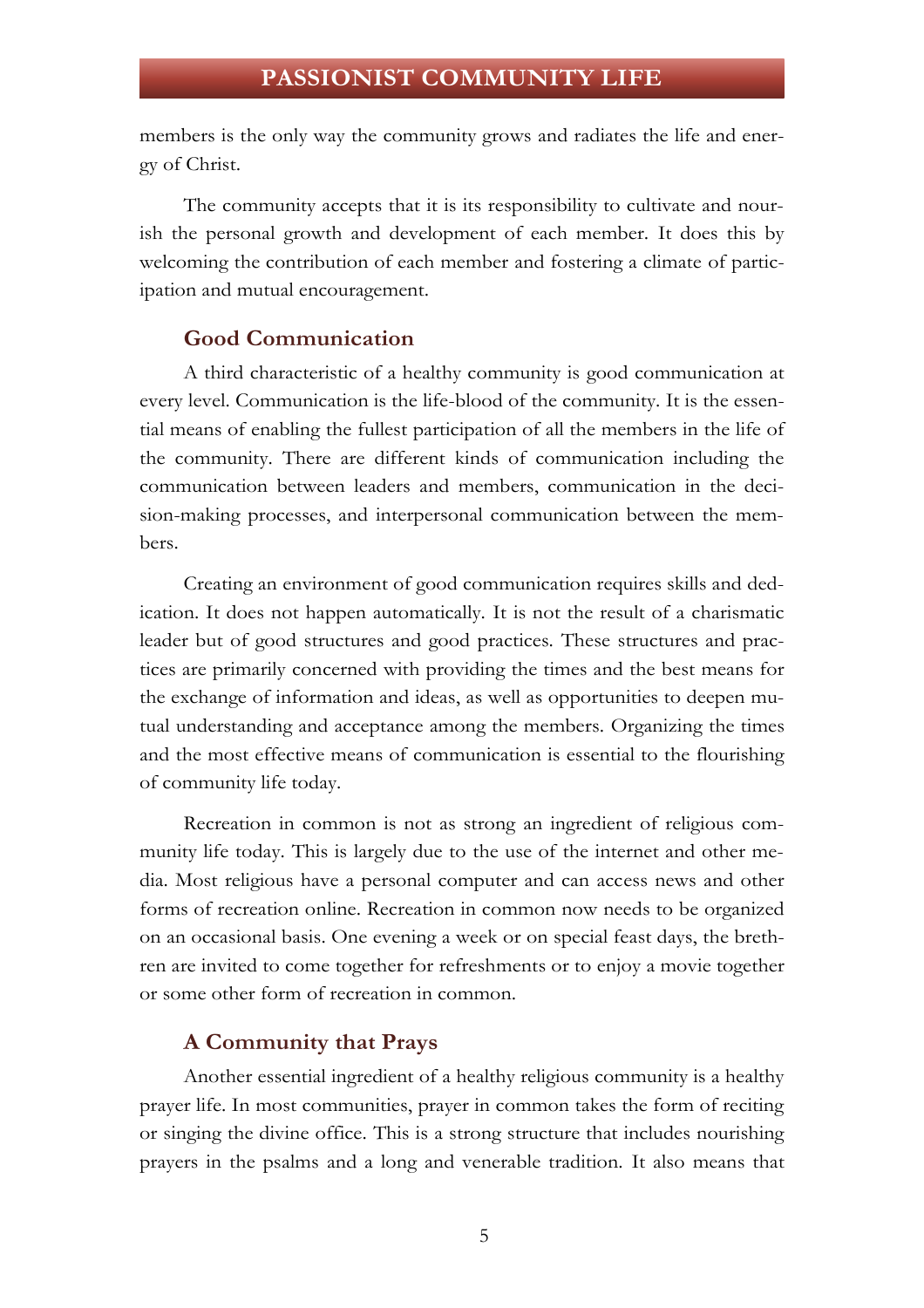members is the only way the community grows and radiates the life and energy of Christ.

The community accepts that it is its responsibility to cultivate and nourish the personal growth and development of each member. It does this by welcoming the contribution of each member and fostering a climate of participation and mutual encouragement.

### Good Communication

A third characteristic of a healthy community is good communication at every level. Communication is the life-blood of the community. It is the essential means of enabling the fullest participation of all the members in the life of the community. There are different kinds of communication including the communication between leaders and members, communication in the decision-making processes, and interpersonal communication between the members.

Creating an environment of good communication requires skills and dedication. It does not happen automatically. It is not the result of a charismatic leader but of good structures and good practices. These structures and practices are primarily concerned with providing the times and the best means for the exchange of information and ideas, as well as opportunities to deepen mutual understanding and acceptance among the members. Organizing the times and the most effective means of communication is essential to the flourishing of community life today.

Recreation in common is not as strong an ingredient of religious community life today. This is largely due to the use of the internet and other media. Most religious have a personal computer and can access news and other forms of recreation online. Recreation in common now needs to be organized on an occasional basis. One evening a week or on special feast days, the brethren are invited to come together for refreshments or to enjoy a movie together or some other form of recreation in common.

### A Community that Prays

Another essential ingredient of a healthy religious community is a healthy prayer life. In most communities, prayer in common takes the form of reciting or singing the divine office. This is a strong structure that includes nourishing prayers in the psalms and a long and venerable tradition. It also means that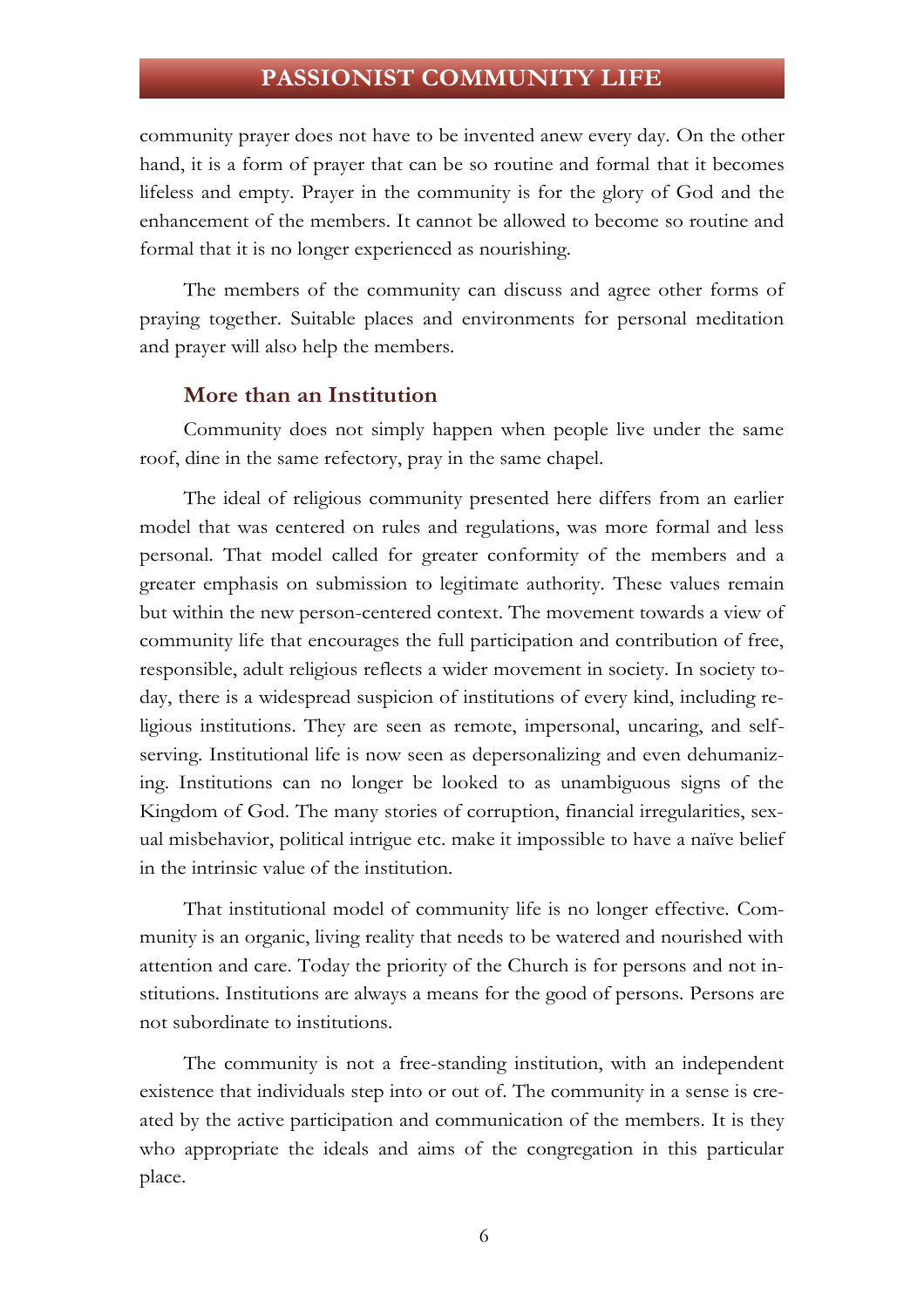community prayer does not have to be invented anew every day. On the other hand, it is a form of prayer that can be so routine and formal that it becomes lifeless and empty. Prayer in the community is for the glory of God and the enhancement of the members. It cannot be allowed to become so routine and formal that it is no longer experienced as nourishing.

The members of the community can discuss and agree other forms of praying together. Suitable places and environments for personal meditation and prayer will also help the members.

### More than an Institution

Community does not simply happen when people live under the same roof, dine in the same refectory, pray in the same chapel.

The ideal of religious community presented here differs from an earlier model that was centered on rules and regulations, was more formal and less personal. That model called for greater conformity of the members and a greater emphasis on submission to legitimate authority. These values remain but within the new person-centered context. The movement towards a view of community life that encourages the full participation and contribution of free, responsible, adult religious reflects a wider movement in society. In society today, there is a widespread suspicion of institutions of every kind, including religious institutions. They are seen as remote, impersonal, uncaring, and self-serving. Institutional life is now seen as depersonalizing and even dehumanizing. Institutions can no longer be looked to as unambiguous signs of the Kingdom of God. The many stories of corruption, financial irregularities, sexual misbehavior, political intrigue etc. make it impossible to have a naïve belief in the intrinsic value of the institution.

That institutional model of community life is no longer effective. Community is an organic, living reality that needs to be watered and nourished with attention and care. Today the priority of the Church is for persons and not institutions. Institutions are always a means for the good of persons. Persons are not subordinate to institutions.

The community is not a free-standing institution, with an independent existence that individuals step into or out of. The community in a sense is created by the active participation and communication of the members. It is they who appropriate the ideals and aims of the congregation in this particular place.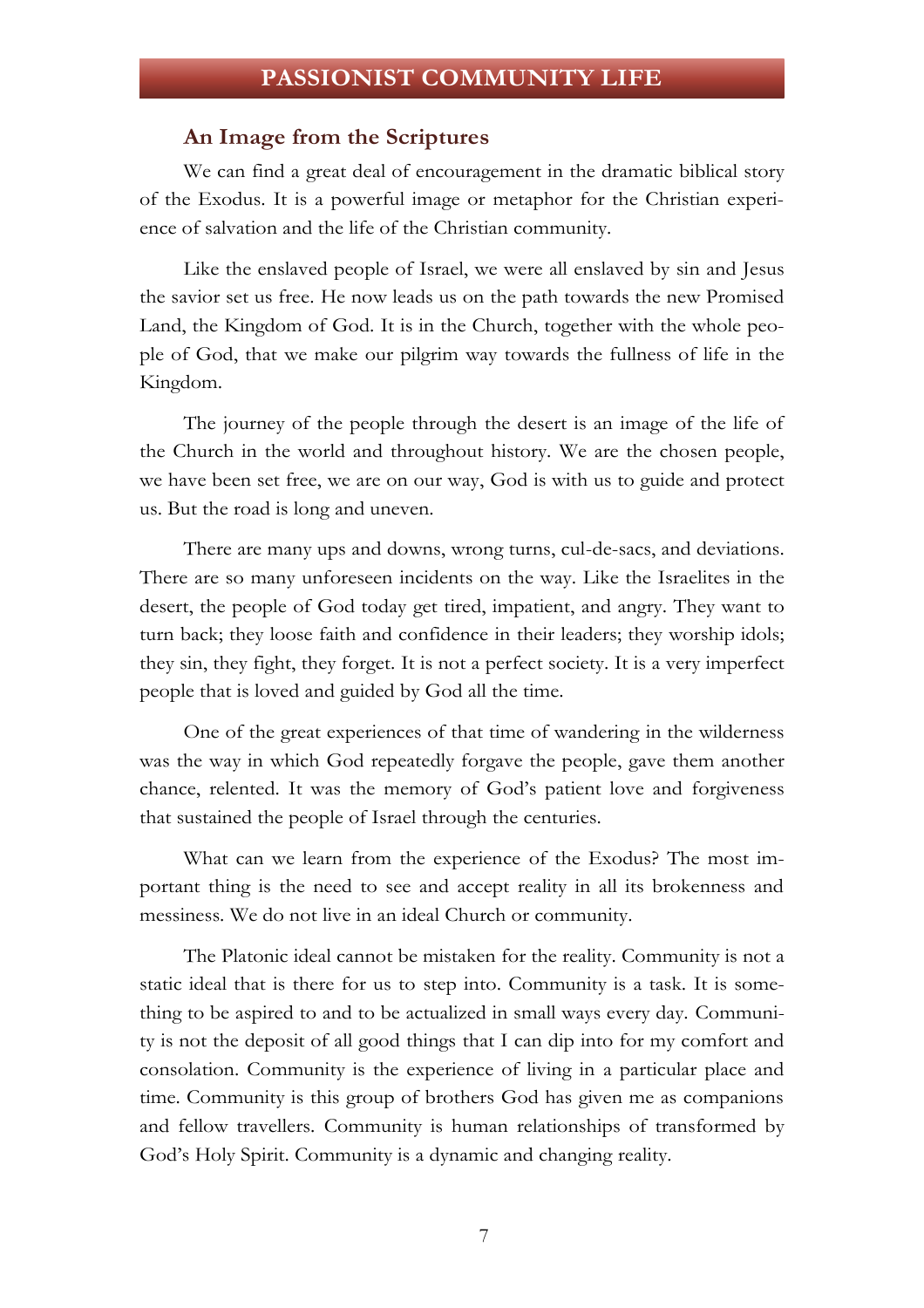## An Image from the Scriptures

We can find a great deal of encouragement in the dramatic biblical story of the Exodus. It is a powerful image or metaphor for the Christian experience of salvation and the life of the Christian community.

Like the enslaved people of Israel, we were all enslaved by sin and Jesus the savior set us free. He now leads us on the path towards the new Promised Land, the Kingdom of God. It is in the Church, together with the whole people of God, that we make our pilgrim way towards the fullness of life in the Kingdom.

The journey of the people through the desert is an image of the life of the Church in the world and throughout history. We are the chosen people, we have been set free, we are on our way, God is with us to guide and protect us. But the road is long and uneven.

There are many ups and downs, wrong turns, cul-de-sacs, and deviations. There are so many unforeseen incidents on the way. Like the Israelites in the desert, the people of God today get tired, impatient, and angry. They want to turn back; they loose faith and confidence in their leaders; they worship idols; they sin, they fight, they forget. It is not a perfect society. It is a very imperfect people that is loved and guided by God all the time.

One of the great experiences of that time of wandering in the wilderness was the way in which God repeatedly forgave the people, gave them another chance, relented. It was the memory of God's patient love and forgiveness that sustained the people of Israel through the centuries.

What can we learn from the experience of the Exodus? The most important thing is the need to see and accept reality in all its brokenness and messiness. We do not live in an ideal Church or community.

The Platonic ideal cannot be mistaken for the reality. Community is not a static ideal that is there for us to step into. Community is a task. It is something to be aspired to and to be actualized in small ways every day. Community is not the deposit of all good things that I can dip into for my comfort and consolation. Community is the experience of living in a particular place and time. Community is this group of brothers God has given me as companions and fellow travellers. Community is human relationships of transformed by God's Holy Spirit. Community is a dynamic and changing reality.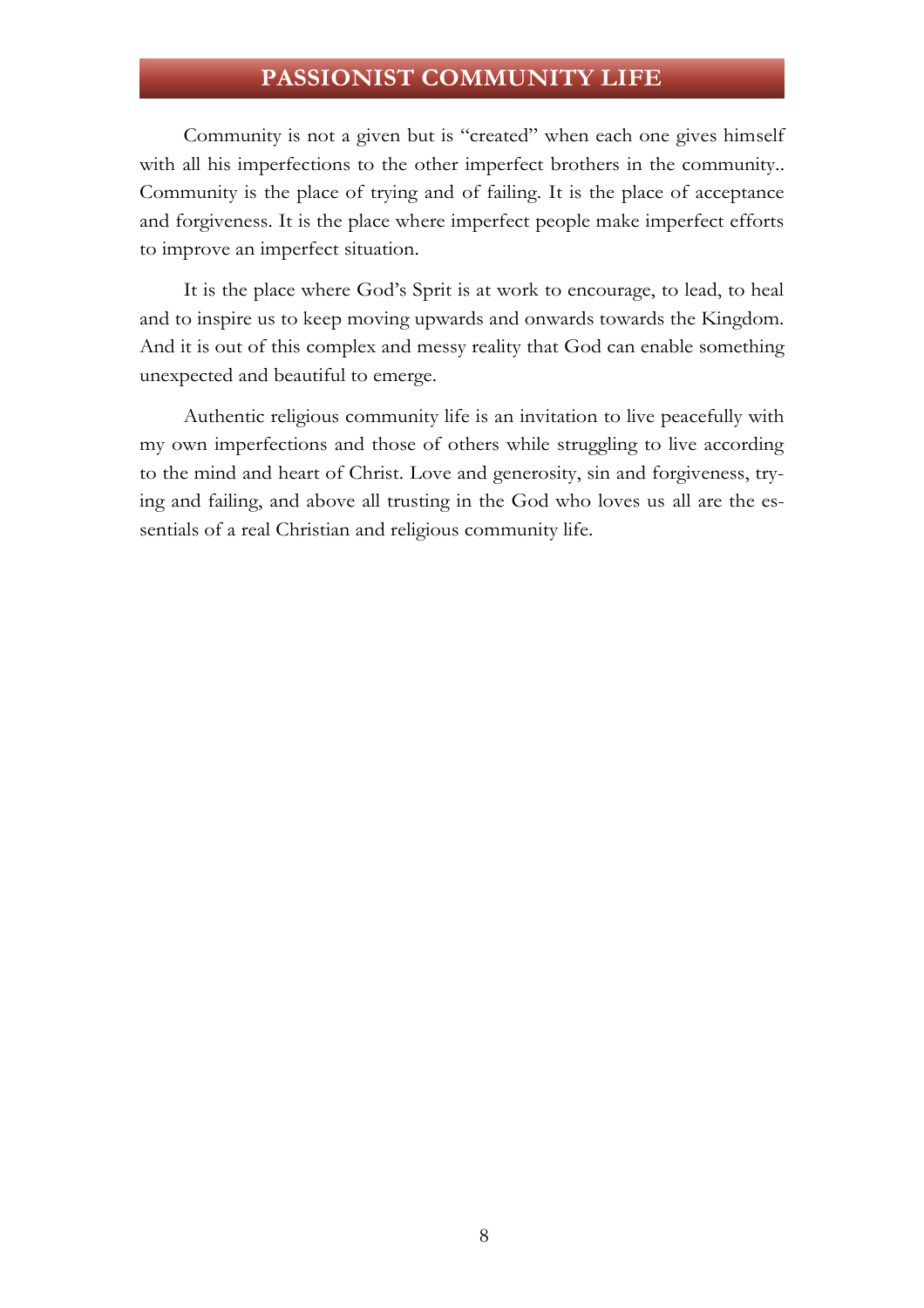## PASSIONIST COMMUNITY LIFE

Community is not a given but is "created" when each one gives himself with all his imperfections to the other imperfect brothers in the community.. Community is the place of trying and of failing. It is the place of acceptance and forgiveness. It is the place where imperfect people make imperfect efforts to improve an imperfect situation.

It is the place where God's Sprit is at work to encourage, to lead, to heal and to inspire us to keep moving upwards and onwards towards the Kingdom. And it is out of this complex and messy reality that God can enable something unexpected and beautiful to emerge.

Authentic religious community life is an invitation to live peacefully with my own imperfections and those of others while struggling to live according to the mind and heart of Christ. Love and generosity, sin and forgiveness, trying and failing, and above all trusting in the God who loves us all are the essentials of a real Christian and religious community life.